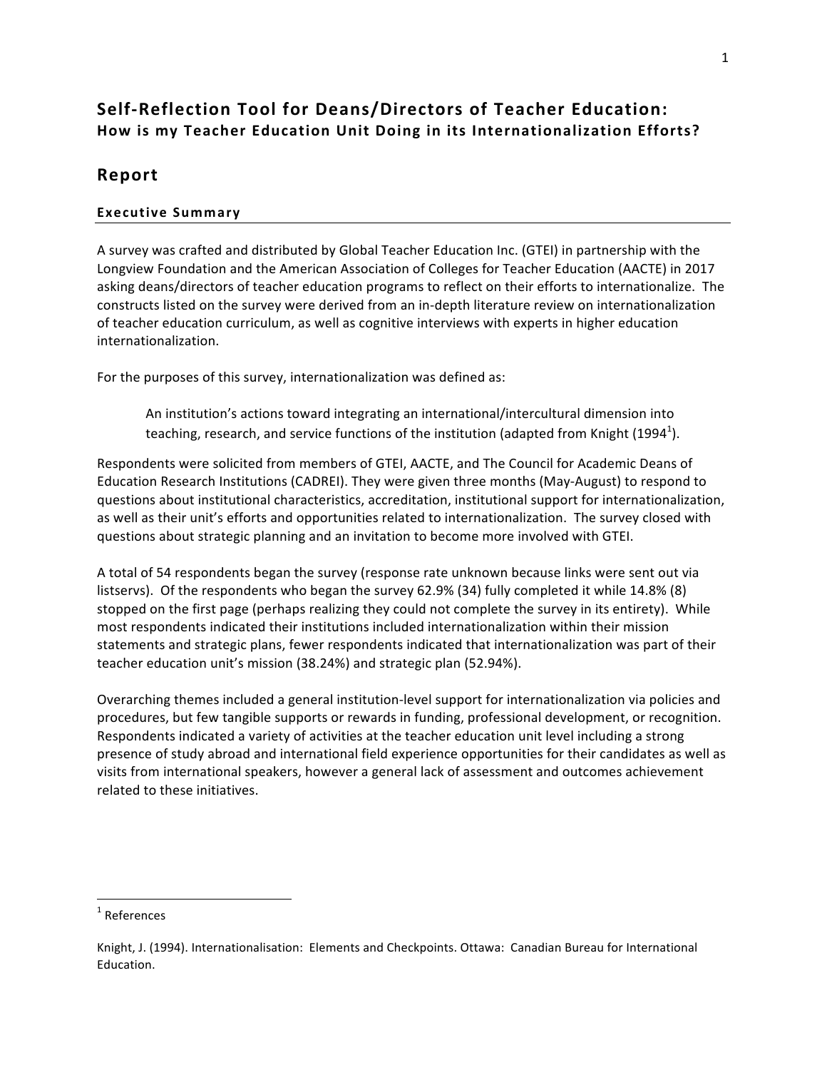# Self-Reflection Tool for Deans/Directors of Teacher Education:
## How is my Teacher Education Unit Doing in its Internationalization Efforts?

## Report

### Executive Summary

A survey was crafted and distributed by Global Teacher Education Inc. (GTEI) in partnership with the Longview Foundation and the American Association of Colleges for Teacher Education (AACTE) in 2017 asking deans/directors of teacher education programs to reflect on their efforts to internationalize. The constructs listed on the survey were derived from an in-depth literature review on internationalization of teacher education curriculum, as well as cognitive interviews with experts in higher education internationalization.

For the purposes of this survey, internationalization was defined as:

> An institution's actions toward integrating an international/intercultural dimension into teaching, research, and service functions of the institution (adapted from Knight (1994[1]).

Respondents were solicited from members of GTEI, AACTE, and The Council for Academic Deans of Education Research Institutions (CADREI). They were given three months (May-August) to respond to questions about institutional characteristics, accreditation, institutional support for internationalization, as well as their unit's efforts and opportunities related to internationalization. The survey closed with questions about strategic planning and an invitation to become more involved with GTEI.

A total of 54 respondents began the survey (response rate unknown because links were sent out via listservs). Of the respondents who began the survey 62.9% (34) fully completed it while 14.8% (8) stopped on the first page (perhaps realizing they could not complete the survey in its entirety). While most respondents indicated their institutions included internationalization within their mission statements and strategic plans, fewer respondents indicated that internationalization was part of their teacher education unit's mission (38.24%) and strategic plan (52.94%).

Overarching themes included a general institution-level support for internationalization via policies and procedures, but few tangible supports or rewards in funding, professional development, or recognition. Respondents indicated a variety of activities at the teacher education unit level including a strong presence of study abroad and international field experience opportunities for their candidates as well as visits from international speakers, however a general lack of assessment and outcomes achievement related to these initiatives.

---

[1] References

Knight, J. (1994). Internationalisation: Elements and Checkpoints. Ottawa: Canadian Bureau for International Education.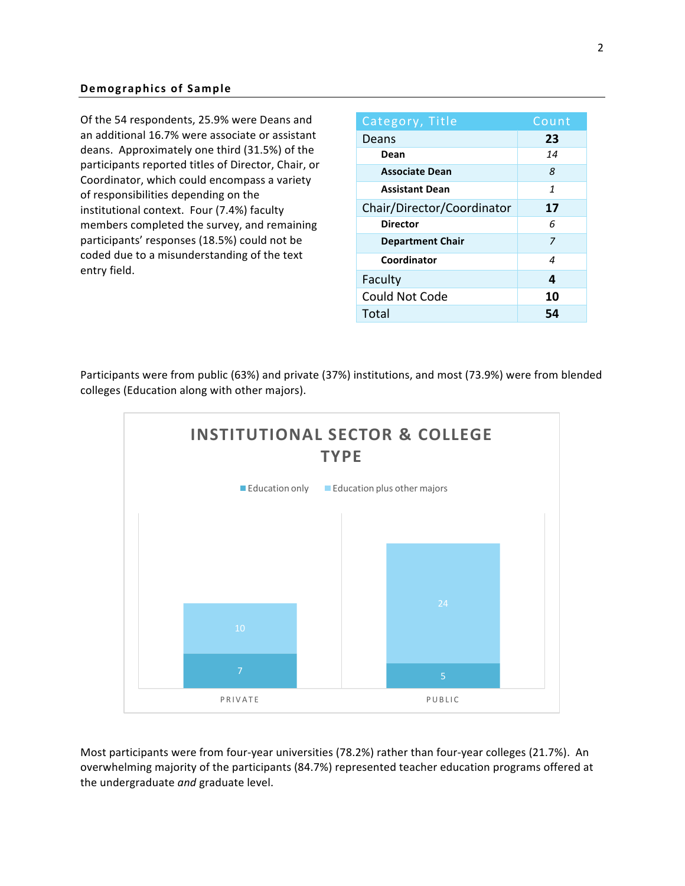## Demographics of Sample

Of the 54 respondents, 25.9% were Deans and an additional 16.7% were associate or assistant deans. Approximately one third (31.5%) of the participants reported titles of Director, Chair, or Coordinator, which could encompass a variety of responsibilities depending on the institutional context. Four (7.4%) faculty members completed the survey, and remaining participants' responses (18.5%) could not be coded due to a misunderstanding of the text entry field.

| Category, Title | Count |
|---|---|
| Deans | **23** |
| **Dean** | *14* |
| **Associate Dean** | *8* |
| **Assistant Dean** | *1* |
| Chair/Director/Coordinator | **17** |
| **Director** | *6* |
| **Department Chair** | *7* |
| **Coordinator** | *4* |
| Faculty | **4** |
| Could Not Code | **10** |
| Total | **54** |

Participants were from public (63%) and private (37%) institutions, and most (73.9%) were from blended colleges (Education along with other majors).

INSTITUTIONAL SECTOR & COLLEGE TYPE

Education only

Education plus other majors

10

7

24

5

PRIVATE

PUBLIC

Most participants were from four-year universities (78.2%) rather than four-year colleges (21.7%). An overwhelming majority of the participants (84.7%) represented teacher education programs offered at the undergraduate *and* graduate level.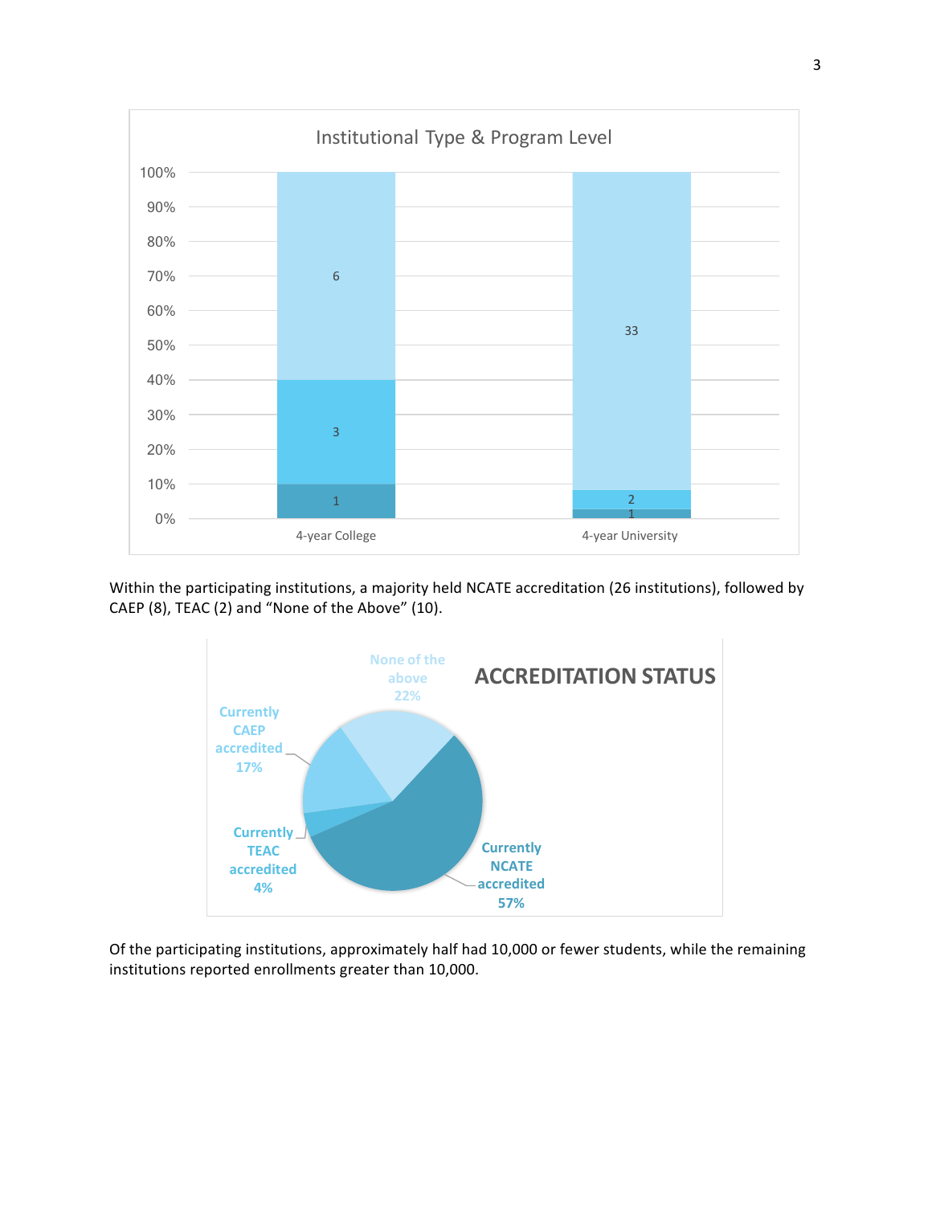Institutional Type & Program Level

100%
90%
80%
70%
60%
50%
40%
30%
20%
10%
0%

6
3
1

33
2
1

4-year College
4-year University

Within the participating institutions, a majority held NCATE accreditation (26 institutions), followed by CAEP (8), TEAC (2) and "None of the Above" (10).

ACCREDITATION STATUS

None of the above 22%

Currently CAEP accredited 17%

Currently TEAC accredited 4%

Currently NCATE accredited 57%

Of the participating institutions, approximately half had 10,000 or fewer students, while the remaining institutions reported enrollments greater than 10,000.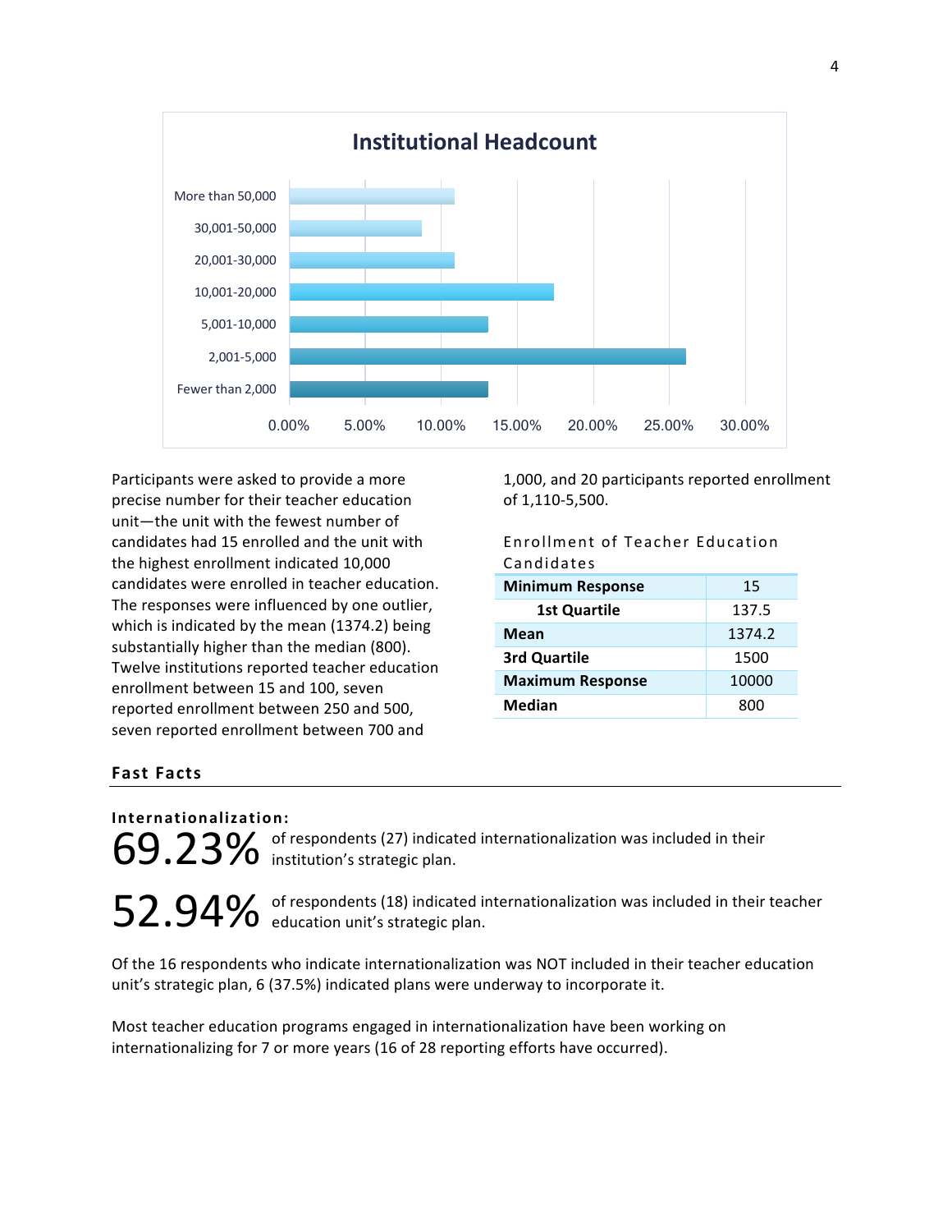Institutional Headcount

More than 50,000
30,001-50,000
20,001-30,000
10,001-20,000
5,001-10,000
2,001-5,000
Fewer than 2,000

0.00% 5.00% 10.00% 15.00% 20.00% 25.00% 30.00%

Participants were asked to provide a more precise number for their teacher education unit—the unit with the fewest number of candidates had 15 enrolled and the unit with the highest enrollment indicated 10,000 candidates were enrolled in teacher education. The responses were influenced by one outlier, which is indicated by the mean (1374.2) being substantially higher than the median (800). Twelve institutions reported teacher education enrollment between 15 and 100, seven reported enrollment between 250 and 500, seven reported enrollment between 700 and 1,000, and 20 participants reported enrollment of 1,110-5,500.

Enrollment of Teacher Education Candidates

| | |
|---|---|
| **Minimum Response** | 15 |
| **1st Quartile** | 137.5 |
| **Mean** | 1374.2 |
| **3rd Quartile** | 1500 |
| **Maximum Response** | 10000 |
| **Median** | 800 |

## Fast Facts

### Internationalization:

**69.23%** of respondents (27) indicated internationalization was included in their institution's strategic plan.

**52.94%** of respondents (18) indicated internationalization was included in their teacher education unit's strategic plan.

Of the 16 respondents who indicate internationalization was NOT included in their teacher education unit's strategic plan, 6 (37.5%) indicated plans were underway to incorporate it.

Most teacher education programs engaged in internationalization have been working on internationalizing for 7 or more years (16 of 28 reporting efforts have occurred).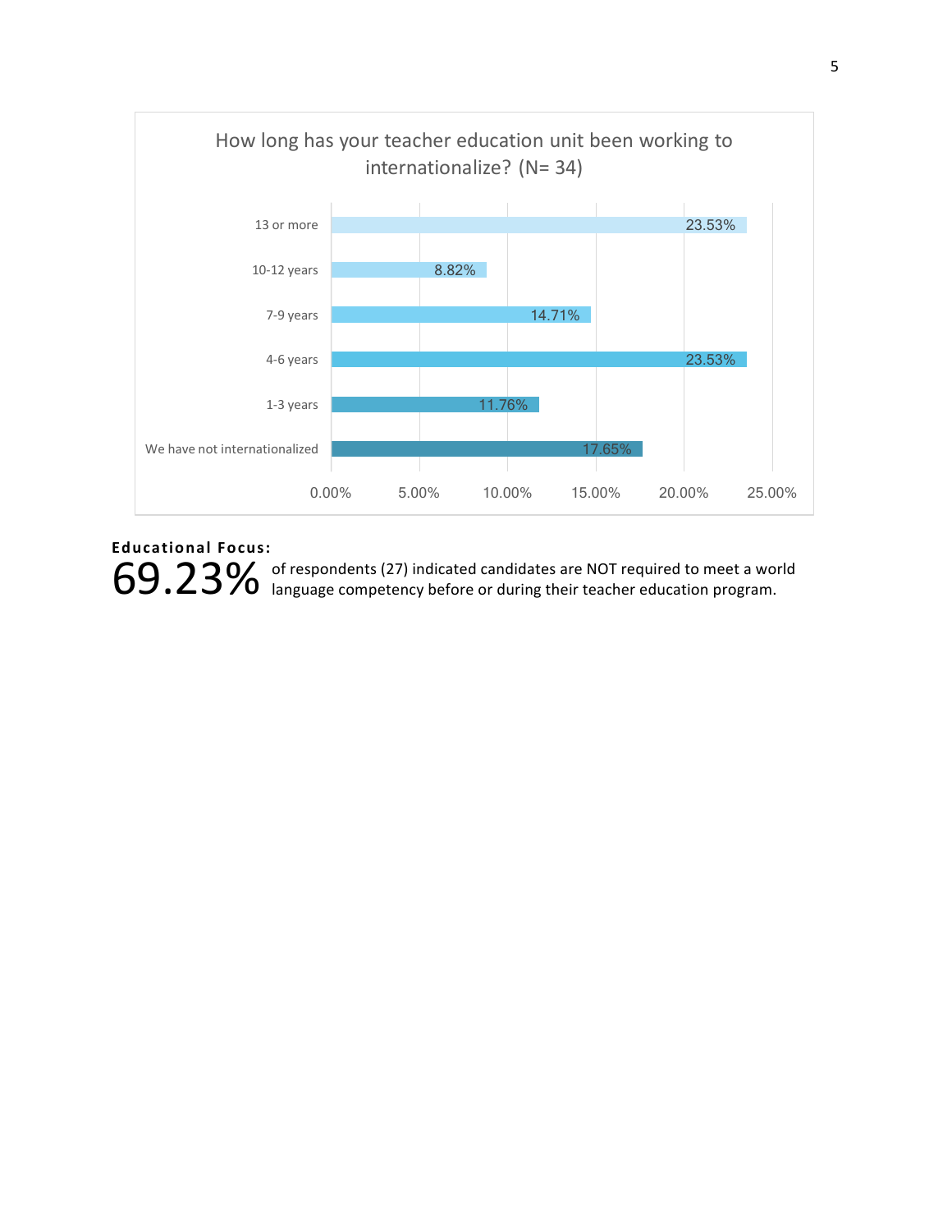How long has your teacher education unit been working to internationalize? (N= 34)

13 or more 23.53%

10-12 years 8.82%

7-9 years 14.71%

4-6 years 23.53%

1-3 years 11.76%

We have not internationalized 17.65%

0.00% 5.00% 10.00% 15.00% 20.00% 25.00%

**Educational Focus:**

69.23% of respondents (27) indicated candidates are NOT required to meet a world language competency before or during their teacher education program.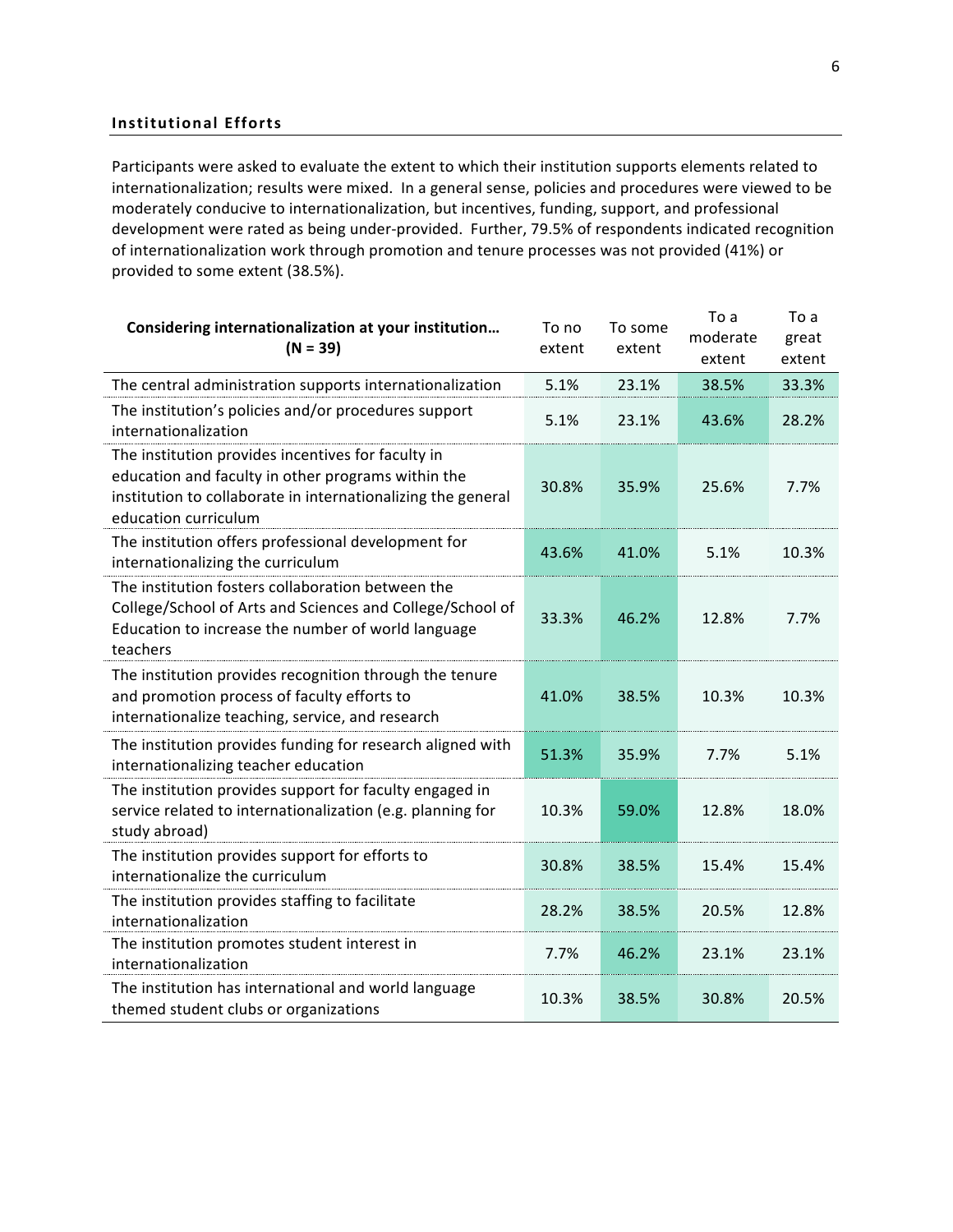### Institutional Efforts

Participants were asked to evaluate the extent to which their institution supports elements related to internationalization; results were mixed. In a general sense, policies and procedures were viewed to be moderately conducive to internationalization, but incentives, funding, support, and professional development were rated as being under-provided. Further, 79.5% of respondents indicated recognition of internationalization work through promotion and tenure processes was not provided (41%) or provided to some extent (38.5%).

| **Considering internationalization at your institution… (N = 39)** | To no extent | To some extent | To a moderate extent | To a great extent |
|---|---|---|---|---|
| The central administration supports internationalization | 5.1% | 23.1% | 38.5% | 33.3% |
| The institution's policies and/or procedures support internationalization | 5.1% | 23.1% | 43.6% | 28.2% |
| The institution provides incentives for faculty in education and faculty in other programs within the institution to collaborate in internationalizing the general education curriculum | 30.8% | 35.9% | 25.6% | 7.7% |
| The institution offers professional development for internationalizing the curriculum | 43.6% | 41.0% | 5.1% | 10.3% |
| The institution fosters collaboration between the College/School of Arts and Sciences and College/School of Education to increase the number of world language teachers | 33.3% | 46.2% | 12.8% | 7.7% |
| The institution provides recognition through the tenure and promotion process of faculty efforts to internationalize teaching, service, and research | 41.0% | 38.5% | 10.3% | 10.3% |
| The institution provides funding for research aligned with internationalizing teacher education | 51.3% | 35.9% | 7.7% | 5.1% |
| The institution provides support for faculty engaged in service related to internationalization (e.g. planning for study abroad) | 10.3% | 59.0% | 12.8% | 18.0% |
| The institution provides support for efforts to internationalize the curriculum | 30.8% | 38.5% | 15.4% | 15.4% |
| The institution provides staffing to facilitate internationalization | 28.2% | 38.5% | 20.5% | 12.8% |
| The institution promotes student interest in internationalization | 7.7% | 46.2% | 23.1% | 23.1% |
| The institution has international and world language themed student clubs or organizations | 10.3% | 38.5% | 30.8% | 20.5% |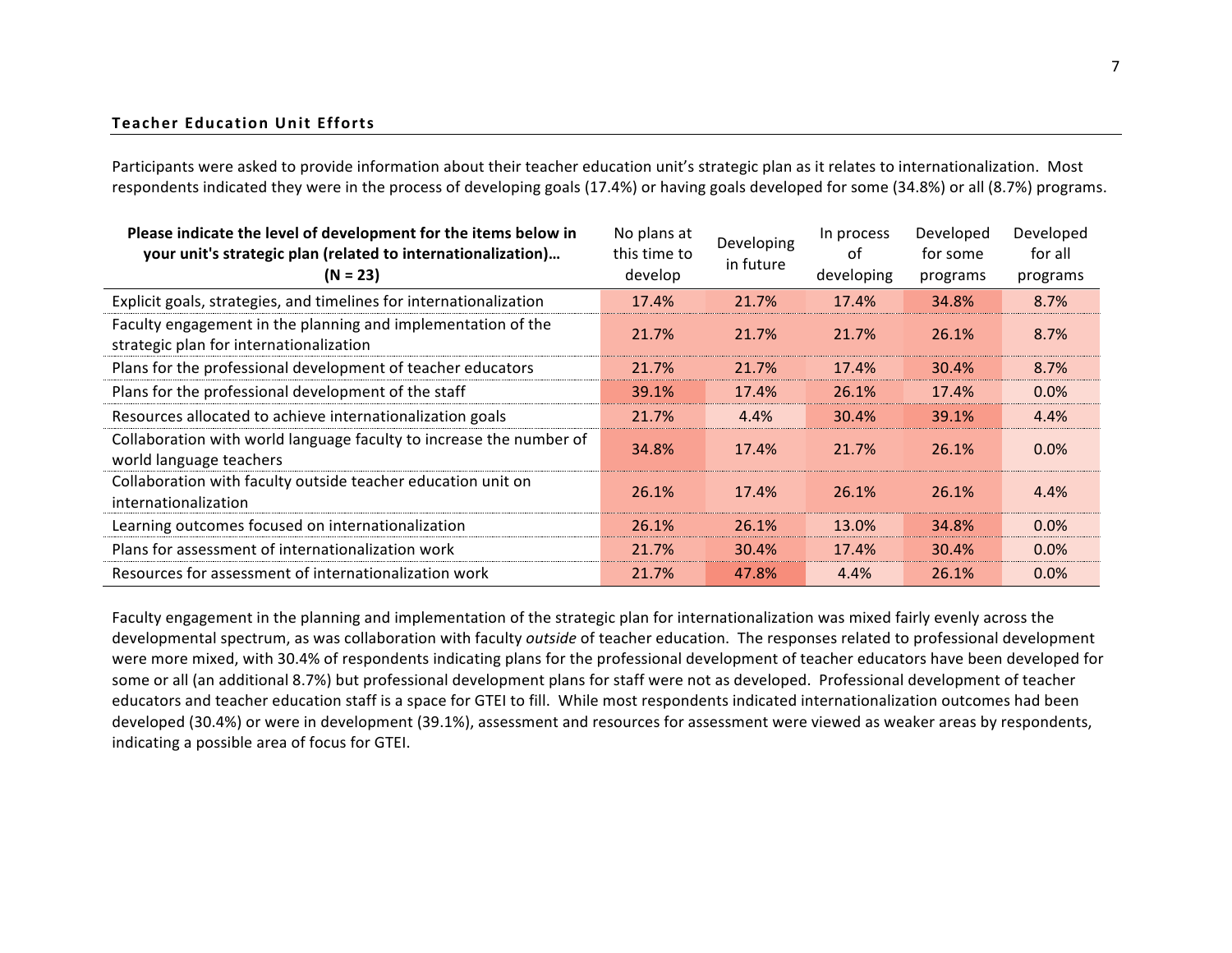## Teacher Education Unit Efforts

Participants were asked to provide information about their teacher education unit's strategic plan as it relates to internationalization. Most respondents indicated they were in the process of developing goals (17.4%) or having goals developed for some (34.8%) or all (8.7%) programs.

| **Please indicate the level of development for the items below in your unit's strategic plan (related to internationalization)… (N = 23)** | No plans at this time to develop | Developing in future | In process of developing | Developed for some programs | Developed for all programs |
|---|---|---|---|---|---|
| Explicit goals, strategies, and timelines for internationalization | 17.4% | 21.7% | 17.4% | 34.8% | 8.7% |
| Faculty engagement in the planning and implementation of the strategic plan for internationalization | 21.7% | 21.7% | 21.7% | 26.1% | 8.7% |
| Plans for the professional development of teacher educators | 21.7% | 21.7% | 17.4% | 30.4% | 8.7% |
| Plans for the professional development of the staff | 39.1% | 17.4% | 26.1% | 17.4% | 0.0% |
| Resources allocated to achieve internationalization goals | 21.7% | 4.4% | 30.4% | 39.1% | 4.4% |
| Collaboration with world language faculty to increase the number of world language teachers | 34.8% | 17.4% | 21.7% | 26.1% | 0.0% |
| Collaboration with faculty outside teacher education unit on internationalization | 26.1% | 17.4% | 26.1% | 26.1% | 4.4% |
| Learning outcomes focused on internationalization | 26.1% | 26.1% | 13.0% | 34.8% | 0.0% |
| Plans for assessment of internationalization work | 21.7% | 30.4% | 17.4% | 30.4% | 0.0% |
| Resources for assessment of internationalization work | 21.7% | 47.8% | 4.4% | 26.1% | 0.0% |

Faculty engagement in the planning and implementation of the strategic plan for internationalization was mixed fairly evenly across the developmental spectrum, as was collaboration with faculty *outside* of teacher education. The responses related to professional development were more mixed, with 30.4% of respondents indicating plans for the professional development of teacher educators have been developed for some or all (an additional 8.7%) but professional development plans for staff were not as developed. Professional development of teacher educators and teacher education staff is a space for GTEI to fill. While most respondents indicated internationalization outcomes had been developed (30.4%) or were in development (39.1%), assessment and resources for assessment were viewed as weaker areas by respondents, indicating a possible area of focus for GTEI.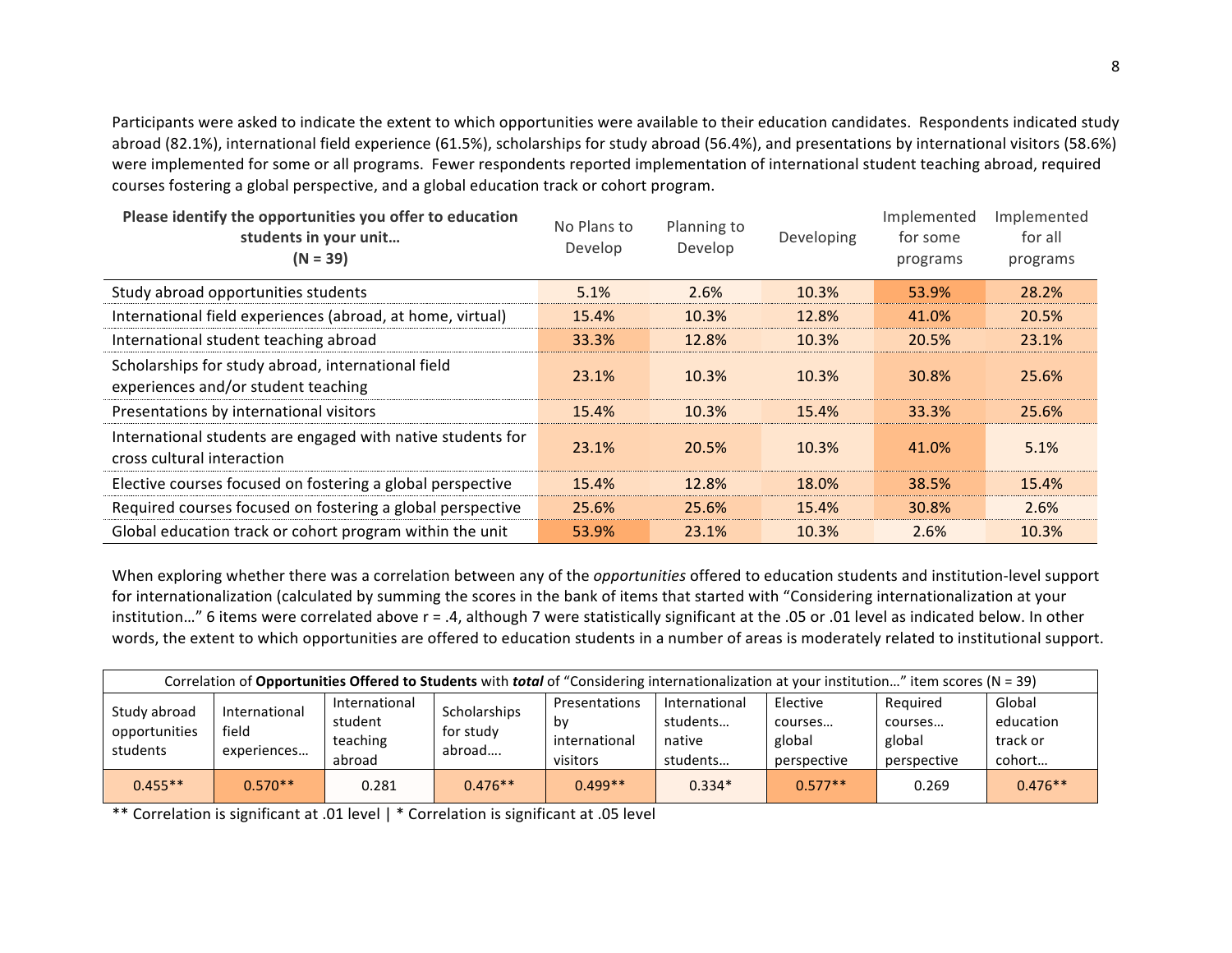Participants were asked to indicate the extent to which opportunities were available to their education candidates. Respondents indicated study abroad (82.1%), international field experience (61.5%), scholarships for study abroad (56.4%), and presentations by international visitors (58.6%) were implemented for some or all programs. Fewer respondents reported implementation of international student teaching abroad, required courses fostering a global perspective, and a global education track or cohort program.

| **Please identify the opportunities you offer to education students in your unit… (N = 39)** | No Plans to Develop | Planning to Develop | Developing | Implemented for some programs | Implemented for all programs |
|---|---|---|---|---|---|
| Study abroad opportunities students | 5.1% | 2.6% | 10.3% | 53.9% | 28.2% |
| International field experiences (abroad, at home, virtual) | 15.4% | 10.3% | 12.8% | 41.0% | 20.5% |
| International student teaching abroad | 33.3% | 12.8% | 10.3% | 20.5% | 23.1% |
| Scholarships for study abroad, international field experiences and/or student teaching | 23.1% | 10.3% | 10.3% | 30.8% | 25.6% |
| Presentations by international visitors | 15.4% | 10.3% | 15.4% | 33.3% | 25.6% |
| International students are engaged with native students for cross cultural interaction | 23.1% | 20.5% | 10.3% | 41.0% | 5.1% |
| Elective courses focused on fostering a global perspective | 15.4% | 12.8% | 18.0% | 38.5% | 15.4% |
| Required courses focused on fostering a global perspective | 25.6% | 25.6% | 15.4% | 30.8% | 2.6% |
| Global education track or cohort program within the unit | 53.9% | 23.1% | 10.3% | 2.6% | 10.3% |

When exploring whether there was a correlation between any of the *opportunities* offered to education students and institution-level support for internationalization (calculated by summing the scores in the bank of items that started with "Considering internationalization at your institution…" 6 items were correlated above r = .4, although 7 were statistically significant at the .05 or .01 level as indicated below. In other words, the extent to which opportunities are offered to education students in a number of areas is moderately related to institutional support.

| Correlation of **Opportunities Offered to Students** with ***total*** of "Considering internationalization at your institution…" item scores (N = 39) | | | | | | | | |
|---|---|---|---|---|---|---|---|---|
| Study abroad opportunities students | International field experiences… | International student teaching abroad | Scholarships for study abroad…. | Presentations by international visitors | International students… native students… | Elective courses… global perspective | Required courses… global perspective | Global education track or cohort… |
| 0.455** | 0.570** | 0.281 | 0.476** | 0.499** | 0.334* | 0.577** | 0.269 | 0.476** |

** Correlation is significant at .01 level | * Correlation is significant at .05 level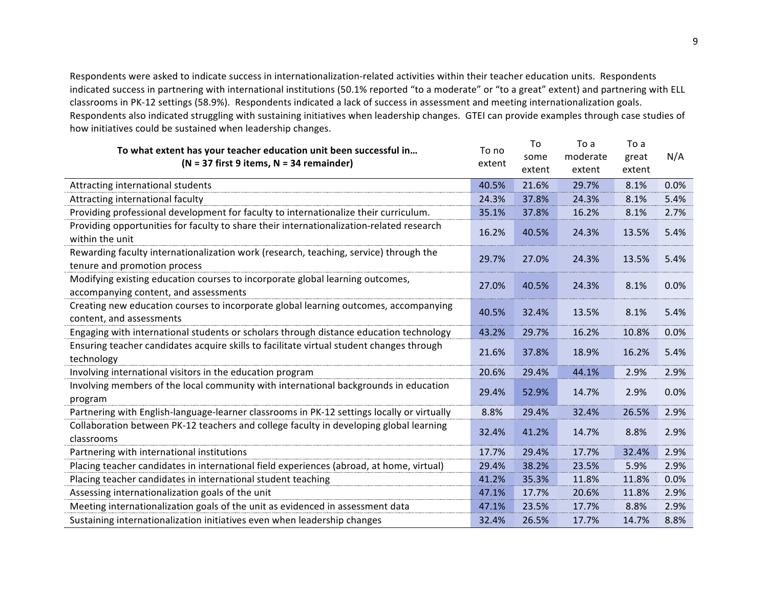Respondents were asked to indicate success in internationalization-related activities within their teacher education units. Respondents indicated success in partnering with international institutions (50.1% reported "to a moderate" or "to a great" extent) and partnering with ELL classrooms in PK-12 settings (58.9%). Respondents indicated a lack of success in assessment and meeting internationalization goals. Respondents also indicated struggling with sustaining initiatives when leadership changes. GTEI can provide examples through case studies of how initiatives could be sustained when leadership changes.

| **To what extent has your teacher education unit been successful in… (N = 37 first 9 items, N = 34 remainder)** | To no extent | To some extent | To a moderate extent | To a great extent | N/A |
|---|---|---|---|---|---|
| Attracting international students | 40.5% | 21.6% | 29.7% | 8.1% | 0.0% |
| Attracting international faculty | 24.3% | 37.8% | 24.3% | 8.1% | 5.4% |
| Providing professional development for faculty to internationalize their curriculum. | 35.1% | 37.8% | 16.2% | 8.1% | 2.7% |
| Providing opportunities for faculty to share their internationalization-related research within the unit | 16.2% | 40.5% | 24.3% | 13.5% | 5.4% |
| Rewarding faculty internationalization work (research, teaching, service) through the tenure and promotion process | 29.7% | 27.0% | 24.3% | 13.5% | 5.4% |
| Modifying existing education courses to incorporate global learning outcomes, accompanying content, and assessments | 27.0% | 40.5% | 24.3% | 8.1% | 0.0% |
| Creating new education courses to incorporate global learning outcomes, accompanying content, and assessments | 40.5% | 32.4% | 13.5% | 8.1% | 5.4% |
| Engaging with international students or scholars through distance education technology | 43.2% | 29.7% | 16.2% | 10.8% | 0.0% |
| Ensuring teacher candidates acquire skills to facilitate virtual student changes through technology | 21.6% | 37.8% | 18.9% | 16.2% | 5.4% |
| Involving international visitors in the education program | 20.6% | 29.4% | 44.1% | 2.9% | 2.9% |
| Involving members of the local community with international backgrounds in education program | 29.4% | 52.9% | 14.7% | 2.9% | 0.0% |
| Partnering with English-language-learner classrooms in PK-12 settings locally or virtually | 8.8% | 29.4% | 32.4% | 26.5% | 2.9% |
| Collaboration between PK-12 teachers and college faculty in developing global learning classrooms | 32.4% | 41.2% | 14.7% | 8.8% | 2.9% |
| Partnering with international institutions | 17.7% | 29.4% | 17.7% | 32.4% | 2.9% |
| Placing teacher candidates in international field experiences (abroad, at home, virtual) | 29.4% | 38.2% | 23.5% | 5.9% | 2.9% |
| Placing teacher candidates in international student teaching | 41.2% | 35.3% | 11.8% | 11.8% | 0.0% |
| Assessing internationalization goals of the unit | 47.1% | 17.7% | 20.6% | 11.8% | 2.9% |
| Meeting internationalization goals of the unit as evidenced in assessment data | 47.1% | 23.5% | 17.7% | 8.8% | 2.9% |
| Sustaining internationalization initiatives even when leadership changes | 32.4% | 26.5% | 17.7% | 14.7% | 8.8% |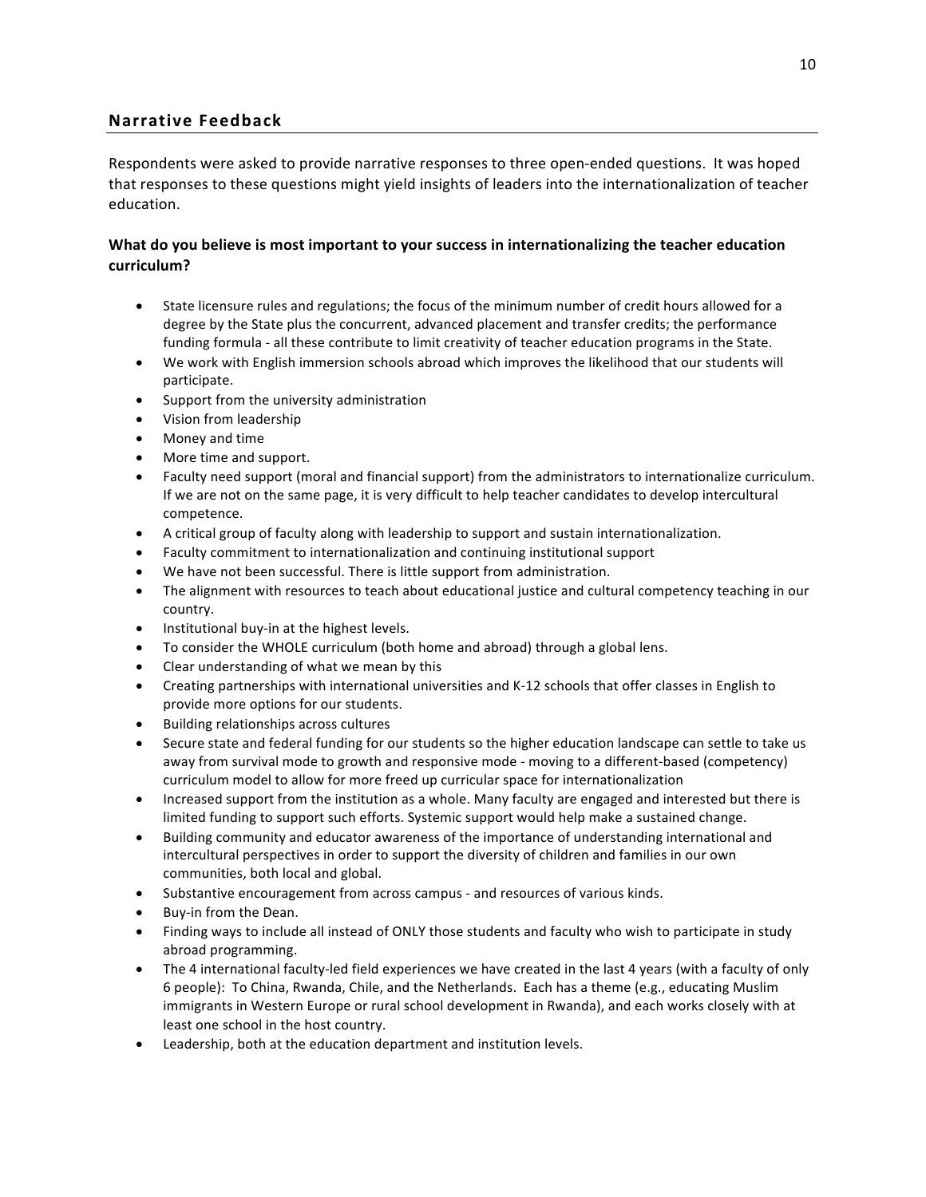## Narrative Feedback

Respondents were asked to provide narrative responses to three open-ended questions. It was hoped that responses to these questions might yield insights of leaders into the internationalization of teacher education.

**What do you believe is most important to your success in internationalizing the teacher education curriculum?**

- State licensure rules and regulations; the focus of the minimum number of credit hours allowed for a degree by the State plus the concurrent, advanced placement and transfer credits; the performance funding formula - all these contribute to limit creativity of teacher education programs in the State.
- We work with English immersion schools abroad which improves the likelihood that our students will participate.
- Support from the university administration
- Vision from leadership
- Money and time
- More time and support.
- Faculty need support (moral and financial support) from the administrators to internationalize curriculum. If we are not on the same page, it is very difficult to help teacher candidates to develop intercultural competence.
- A critical group of faculty along with leadership to support and sustain internationalization.
- Faculty commitment to internationalization and continuing institutional support
- We have not been successful. There is little support from administration.
- The alignment with resources to teach about educational justice and cultural competency teaching in our country.
- Institutional buy-in at the highest levels.
- To consider the WHOLE curriculum (both home and abroad) through a global lens.
- Clear understanding of what we mean by this
- Creating partnerships with international universities and K-12 schools that offer classes in English to provide more options for our students.
- Building relationships across cultures
- Secure state and federal funding for our students so the higher education landscape can settle to take us away from survival mode to growth and responsive mode - moving to a different-based (competency) curriculum model to allow for more freed up curricular space for internationalization
- Increased support from the institution as a whole. Many faculty are engaged and interested but there is limited funding to support such efforts. Systemic support would help make a sustained change.
- Building community and educator awareness of the importance of understanding international and intercultural perspectives in order to support the diversity of children and families in our own communities, both local and global.
- Substantive encouragement from across campus - and resources of various kinds.
- Buy-in from the Dean.
- Finding ways to include all instead of ONLY those students and faculty who wish to participate in study abroad programming.
- The 4 international faculty-led field experiences we have created in the last 4 years (with a faculty of only 6 people): To China, Rwanda, Chile, and the Netherlands. Each has a theme (e.g., educating Muslim immigrants in Western Europe or rural school development in Rwanda), and each works closely with at least one school in the host country.
- Leadership, both at the education department and institution levels.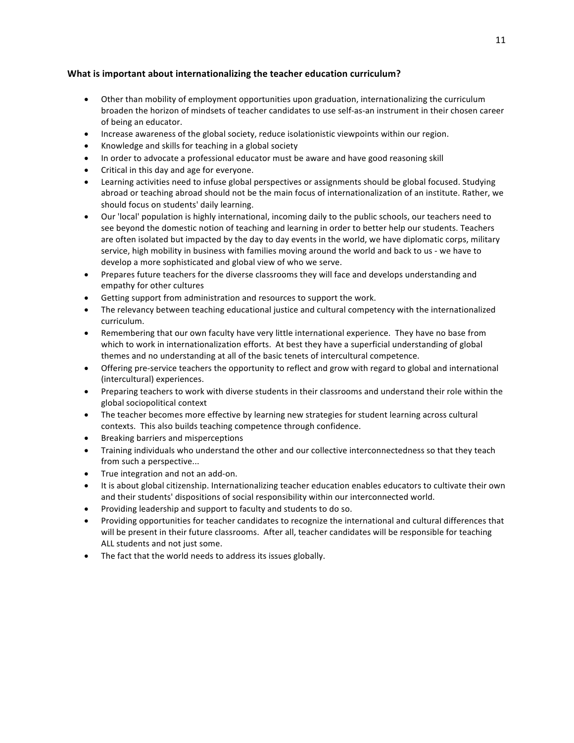**What is important about internationalizing the teacher education curriculum?**

- Other than mobility of employment opportunities upon graduation, internationalizing the curriculum broaden the horizon of mindsets of teacher candidates to use self-as-an instrument in their chosen career of being an educator.
- Increase awareness of the global society, reduce isolationistic viewpoints within our region.
- Knowledge and skills for teaching in a global society
- In order to advocate a professional educator must be aware and have good reasoning skill
- Critical in this day and age for everyone.
- Learning activities need to infuse global perspectives or assignments should be global focused. Studying abroad or teaching abroad should not be the main focus of internationalization of an institute. Rather, we should focus on students' daily learning.
- Our 'local' population is highly international, incoming daily to the public schools, our teachers need to see beyond the domestic notion of teaching and learning in order to better help our students. Teachers are often isolated but impacted by the day to day events in the world, we have diplomatic corps, military service, high mobility in business with families moving around the world and back to us - we have to develop a more sophisticated and global view of who we serve.
- Prepares future teachers for the diverse classrooms they will face and develops understanding and empathy for other cultures
- Getting support from administration and resources to support the work.
- The relevancy between teaching educational justice and cultural competency with the internationalized curriculum.
- Remembering that our own faculty have very little international experience. They have no base from which to work in internationalization efforts. At best they have a superficial understanding of global themes and no understanding at all of the basic tenets of intercultural competence.
- Offering pre-service teachers the opportunity to reflect and grow with regard to global and international (intercultural) experiences.
- Preparing teachers to work with diverse students in their classrooms and understand their role within the global sociopolitical context
- The teacher becomes more effective by learning new strategies for student learning across cultural contexts. This also builds teaching competence through confidence.
- Breaking barriers and misperceptions
- Training individuals who understand the other and our collective interconnectedness so that they teach from such a perspective...
- True integration and not an add-on.
- It is about global citizenship. Internationalizing teacher education enables educators to cultivate their own and their students' dispositions of social responsibility within our interconnected world.
- Providing leadership and support to faculty and students to do so.
- Providing opportunities for teacher candidates to recognize the international and cultural differences that will be present in their future classrooms. After all, teacher candidates will be responsible for teaching ALL students and not just some.
- The fact that the world needs to address its issues globally.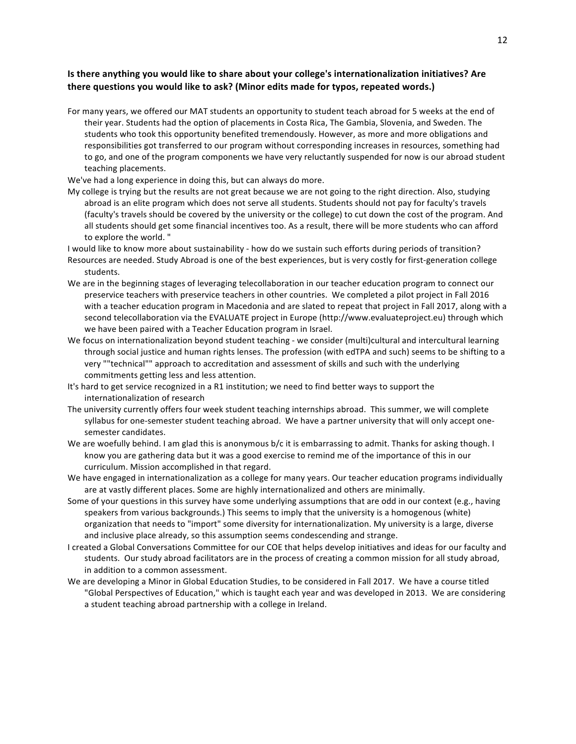**Is there anything you would like to share about your college's internationalization initiatives? Are there questions you would like to ask? (Minor edits made for typos, repeated words.)**

For many years, we offered our MAT students an opportunity to student teach abroad for 5 weeks at the end of their year. Students had the option of placements in Costa Rica, The Gambia, Slovenia, and Sweden. The students who took this opportunity benefited tremendously. However, as more and more obligations and responsibilities got transferred to our program without corresponding increases in resources, something had to go, and one of the program components we have very reluctantly suspended for now is our abroad student teaching placements.

We've had a long experience in doing this, but can always do more.

My college is trying but the results are not great because we are not going to the right direction. Also, studying abroad is an elite program which does not serve all students. Students should not pay for faculty's travels (faculty's travels should be covered by the university or the college) to cut down the cost of the program. And all students should get some financial incentives too. As a result, there will be more students who can afford to explore the world. "

I would like to know more about sustainability - how do we sustain such efforts during periods of transition?

Resources are needed. Study Abroad is one of the best experiences, but is very costly for first-generation college students.

We are in the beginning stages of leveraging telecollaboration in our teacher education program to connect our preservice teachers with preservice teachers in other countries. We completed a pilot project in Fall 2016 with a teacher education program in Macedonia and are slated to repeat that project in Fall 2017, along with a second telecollaboration via the EVALUATE project in Europe (http://www.evaluateproject.eu) through which we have been paired with a Teacher Education program in Israel.

We focus on internationalization beyond student teaching - we consider (multi)cultural and intercultural learning through social justice and human rights lenses. The profession (with edTPA and such) seems to be shifting to a very ""technical"" approach to accreditation and assessment of skills and such with the underlying commitments getting less and less attention.

It's hard to get service recognized in a R1 institution; we need to find better ways to support the internationalization of research

The university currently offers four week student teaching internships abroad. This summer, we will complete syllabus for one-semester student teaching abroad. We have a partner university that will only accept one-semester candidates.

We are woefully behind. I am glad this is anonymous b/c it is embarrassing to admit. Thanks for asking though. I know you are gathering data but it was a good exercise to remind me of the importance of this in our curriculum. Mission accomplished in that regard.

We have engaged in internationalization as a college for many years. Our teacher education programs individually are at vastly different places. Some are highly internationalized and others are minimally.

Some of your questions in this survey have some underlying assumptions that are odd in our context (e.g., having speakers from various backgrounds.) This seems to imply that the university is a homogenous (white) organization that needs to "import" some diversity for internationalization. My university is a large, diverse and inclusive place already, so this assumption seems condescending and strange.

I created a Global Conversations Committee for our COE that helps develop initiatives and ideas for our faculty and students. Our study abroad facilitators are in the process of creating a common mission for all study abroad, in addition to a common assessment.

We are developing a Minor in Global Education Studies, to be considered in Fall 2017. We have a course titled "Global Perspectives of Education," which is taught each year and was developed in 2013. We are considering a student teaching abroad partnership with a college in Ireland.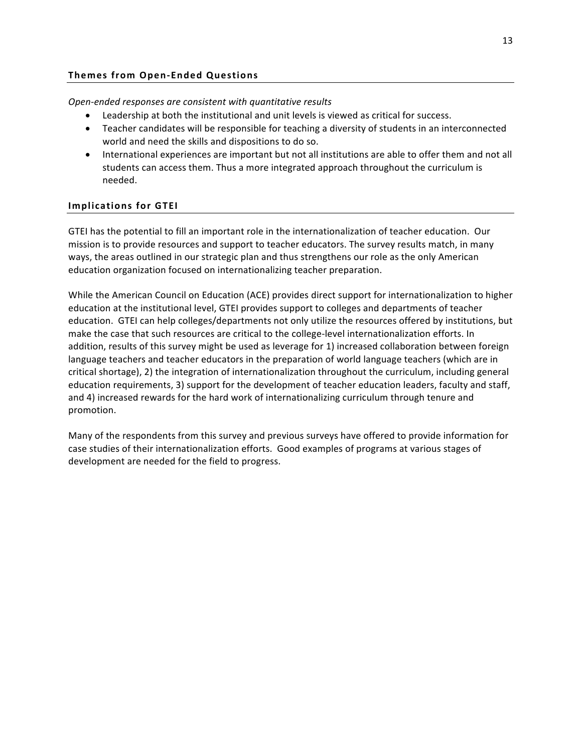## Themes from Open-Ended Questions

*Open-ended responses are consistent with quantitative results*

- Leadership at both the institutional and unit levels is viewed as critical for success.
- Teacher candidates will be responsible for teaching a diversity of students in an interconnected world and need the skills and dispositions to do so.
- International experiences are important but not all institutions are able to offer them and not all students can access them. Thus a more integrated approach throughout the curriculum is needed.

## Implications for GTEI

GTEI has the potential to fill an important role in the internationalization of teacher education. Our mission is to provide resources and support to teacher educators. The survey results match, in many ways, the areas outlined in our strategic plan and thus strengthens our role as the only American education organization focused on internationalizing teacher preparation.

While the American Council on Education (ACE) provides direct support for internationalization to higher education at the institutional level, GTEI provides support to colleges and departments of teacher education. GTEI can help colleges/departments not only utilize the resources offered by institutions, but make the case that such resources are critical to the college-level internationalization efforts. In addition, results of this survey might be used as leverage for 1) increased collaboration between foreign language teachers and teacher educators in the preparation of world language teachers (which are in critical shortage), 2) the integration of internationalization throughout the curriculum, including general education requirements, 3) support for the development of teacher education leaders, faculty and staff, and 4) increased rewards for the hard work of internationalizing curriculum through tenure and promotion.

Many of the respondents from this survey and previous surveys have offered to provide information for case studies of their internationalization efforts. Good examples of programs at various stages of development are needed for the field to progress.